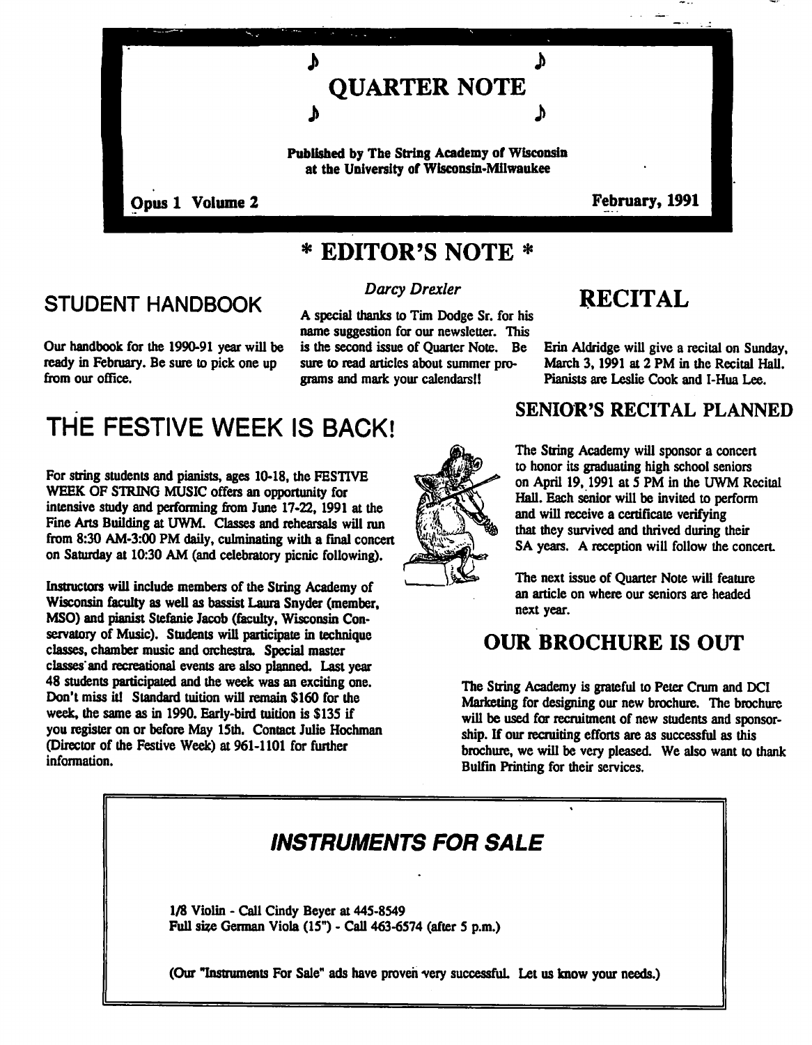# QUARTER NOTE

**Published by The String Academy of Wisconsin at the University of Wisconsin-Milwaukee**

**Opus 1 Volume 2** **February, 1991**

## * EDITOR'S NOTE *

*Darcy Drexler*

A special thanks to Tim Dodge Sr. for his name suggestion for our newsletter. This is the second issue of Quarter Note. Be sure to read articles about summer programs and mark your calendars!!

## STUDENT HANDBOOK

Our handbook for the 1990-91 year will be ready in February. Be sure to pick one up from our office.

## RECITAL

Erin Aldridge will give a recital on Sunday, March 3, 1991 at 2 PM in the Recital Hall. Pianists are Leslie Cook and I-Hua Lee.

## THE FESTIVE WEEK IS BACK!

For string students and pianists, ages 10-18, the FESTIVE WEEK OF STRING MUSIC offers an opportunity for intensive study and performing from June 17-22, 1991 at the Fine Arts Building at UWM. Classes and rehearsals will run from 8:30 AM-3:00 PM daily, culminating with a final concert on Saturday at 10:30 AM (and celebratory picnic following).

Instructors will include members of the String Academy of Wisconsin faculty as well as bassist Laura Snyder (member, MSO) and pianist Stefanie Jacob (faculty, Wisconsin Conservatory of Music). Students will participate in technique classes, chamber music and orchestra. Special master classes and recreational events are also planned. Last year 48 students participated and the week was an exciting one. Don't miss it! Standard tuition will remain $160 for the week, the same as in 1990. Early-bird tuition is $135 if you register on or before May 15th. Contact Julie Hochman (Director of the Festive Week) at 961-1101 for further information.

## SENIOR'S RECITAL PLANNED

The String Academy will sponsor a concert to honor its graduating high school seniors on April 19, 1991 at 5 PM in the UWM Recital Hall. Each senior will be invited to perform and will receive a certificate verifying that they survived and thrived during their SA years. A reception will follow the concert.

The next issue of Quarter Note will feature an article on where our seniors are headed next year.

## OUR BROCHURE IS OUT

The String Academy is grateful to Peter Crum and DCI Marketing for designing our new brochure. The brochure will be used for recruitment of new students and sponsorship. If our recruiting efforts are as successful as this brochure, we will be very pleased. We also want to thank Bulfin Printing for their services.

## *INSTRUMENTS FOR SALE*

1/8 Violin - Call Cindy Beyer at 445-8549
Full size German Viola (15") - Call 463-6574 (after 5 p.m.)

(Our "Instruments For Sale" ads have proven very successful. Let us know your needs.)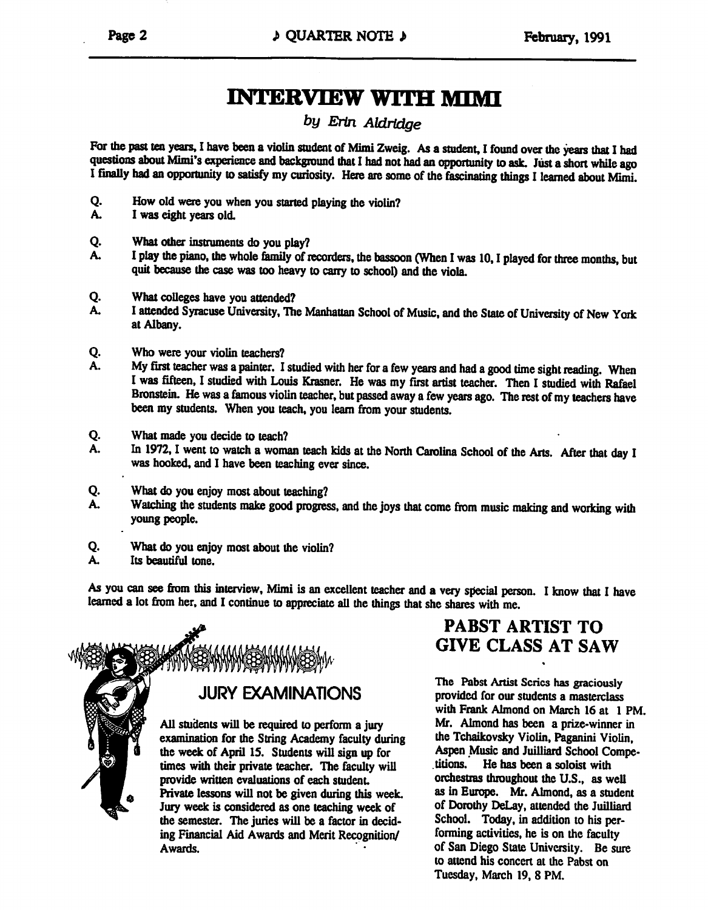# INTERVIEW WITH MIMI

*by Erin Aldridge*

For the past ten years, I have been a violin student of Mimi Zweig. As a student, I found over the years that I had questions about Mimi's experience and background that I had not had an opportunity to ask. Just a short while ago I finally had an opportunity to satisfy my curiosity. Here are some of the fascinating things I learned about Mimi.

Q. How old were you when you started playing the violin?
A. I was eight years old.

Q. What other instruments do you play?
A. I play the piano, the whole family of recorders, the bassoon (When I was 10, I played for three months, but quit because the case was too heavy to carry to school) and the viola.

Q. What colleges have you attended?
A. I attended Syracuse University, The Manhattan School of Music, and the State of University of New York at Albany.

Q. Who were your violin teachers?
A. My first teacher was a painter. I studied with her for a few years and had a good time sight reading. When I was fifteen, I studied with Louis Krasner. He was my first artist teacher. Then I studied with Rafael Bronstein. He was a famous violin teacher, but passed away a few years ago. The rest of my teachers have been my students. When you teach, you learn from your students.

Q. What made you decide to teach?
A. In 1972, I went to watch a woman teach kids at the North Carolina School of the Arts. After that day I was hooked, and I have been teaching ever since.

Q. What do you enjoy most about teaching?
A. Watching the students make good progress, and the joys that come from music making and working with young people.

Q. What do you enjoy most about the violin?
A. Its beautiful tone.

As you can see from this interview, Mimi is an excellent teacher and a very special person. I know that I have learned a lot from her, and I continue to appreciate all the things that she shares with me.

## JURY EXAMINATIONS

All students will be required to perform a jury examination for the String Academy faculty during the week of April 15. Students will sign up for times with their private teacher. The faculty will provide written evaluations of each student. Private lessons will not be given during this week. Jury week is considered as one teaching week of the semester. The juries will be a factor in deciding Financial Aid Awards and Merit Recognition/ Awards.

## PABST ARTIST TO GIVE CLASS AT SAW

The Pabst Artist Series has graciously provided for our students a masterclass with Frank Almond on March 16 at 1 PM. Mr. Almond has been a prize-winner in the Tchaikovsky Violin, Paganini Violin, Aspen Music and Juilliard School Competitions. He has been a soloist with orchestras throughout the U.S., as well as in Europe. Mr. Almond, as a student of Dorothy DeLay, attended the Juilliard School. Today, in addition to his performing activities, he is on the faculty of San Diego State University. Be sure to attend his concert at the Pabst on Tuesday, March 19, 8 PM.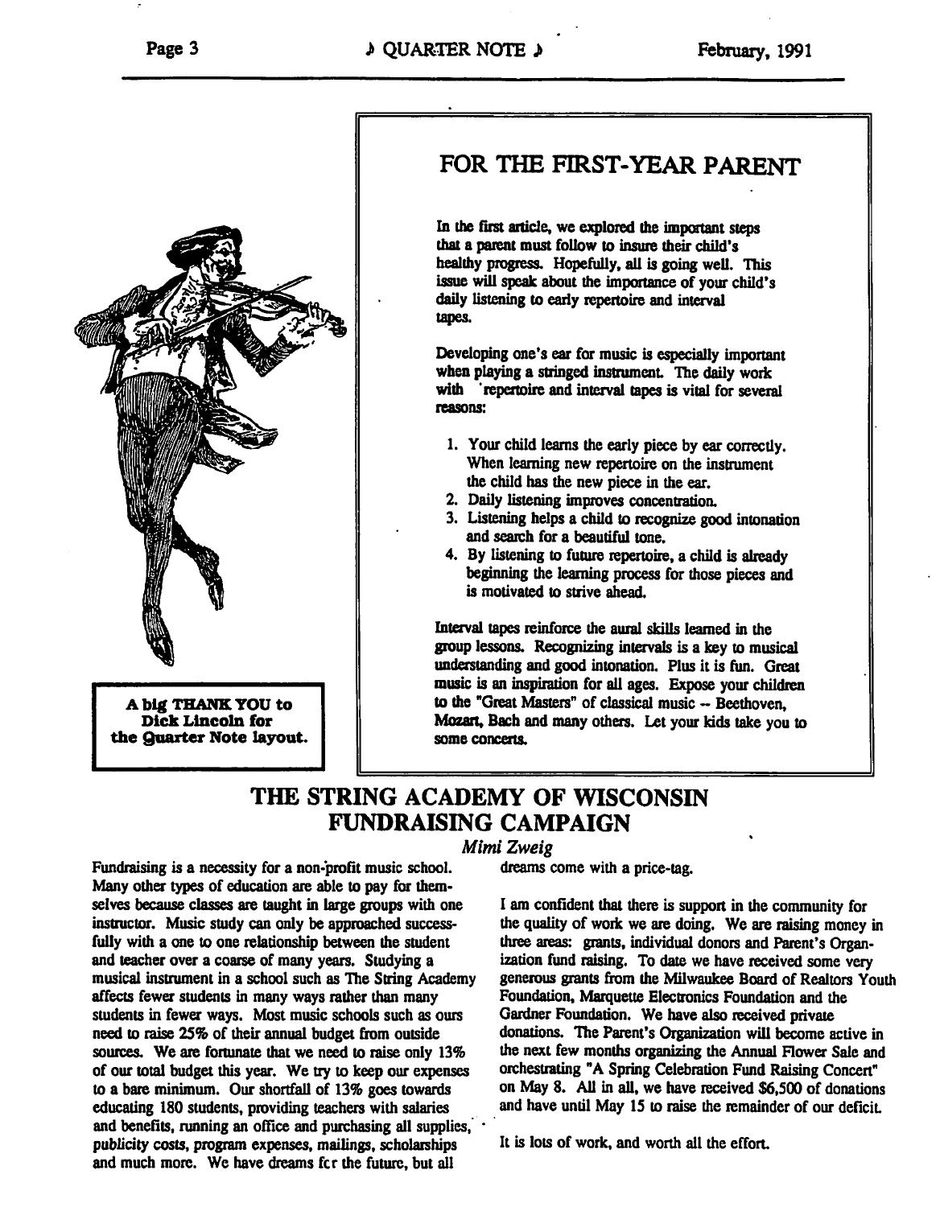A big THANK YOU to Dick Lincoln for the Quarter Note layout.

## FOR THE FIRST-YEAR PARENT

In the first article, we explored the important steps that a parent must follow to insure their child's healthy progress. Hopefully, all is going well. This issue will speak about the importance of your child's daily listening to early repertoire and interval tapes.

Developing one's ear for music is especially important when playing a stringed instrument. The daily work with repertoire and interval tapes is vital for several reasons:

1. Your child learns the early piece by ear correctly. When learning new repertoire on the instrument the child has the new piece in the ear.
2. Daily listening improves concentration.
3. Listening helps a child to recognize good intonation and search for a beautiful tone.
4. By listening to future repertoire, a child is already beginning the learning process for those pieces and is motivated to strive ahead.

Interval tapes reinforce the aural skills learned in the group lessons. Recognizing intervals is a key to musical understanding and good intonation. Plus it is fun. Great music is an inspiration for all ages. Expose your children to the "Great Masters" of classical music -- Beethoven, Mozart, Bach and many others. Let your kids take you to some concerts.

## THE STRING ACADEMY OF WISCONSIN FUNDRAISING CAMPAIGN

*Mimi Zweig*

Fundraising is a necessity for a non-profit music school. Many other types of education are able to pay for themselves because classes are taught in large groups with one instructor. Music study can only be approached successfully with a one to one relationship between the student and teacher over a coarse of many years. Studying a musical instrument in a school such as The String Academy affects fewer students in many ways rather than many students in fewer ways. Most music schools such as ours need to raise 25% of their annual budget from outside sources. We are fortunate that we need to raise only 13% of our total budget this year. We try to keep our expenses to a bare minimum. Our shortfall of 13% goes towards educating 180 students, providing teachers with salaries and benefits, running an office and purchasing all supplies, publicity costs, program expenses, mailings, scholarships and much more. We have dreams for the future, but all dreams come with a price-tag.

I am confident that there is support in the community for the quality of work we are doing. We are raising money in three areas: grants, individual donors and Parent's Organization fund raising. To date we have received some very generous grants from the Milwaukee Board of Realtors Youth Foundation, Marquette Electronics Foundation and the Gardner Foundation. We have also received private donations. The Parent's Organization will become active in the next few months organizing the Annual Flower Sale and orchestrating "A Spring Celebration Fund Raising Concert" on May 8. All in all, we have received $6,500 of donations and have until May 15 to raise the remainder of our deficit.

It is lots of work, and worth all the effort.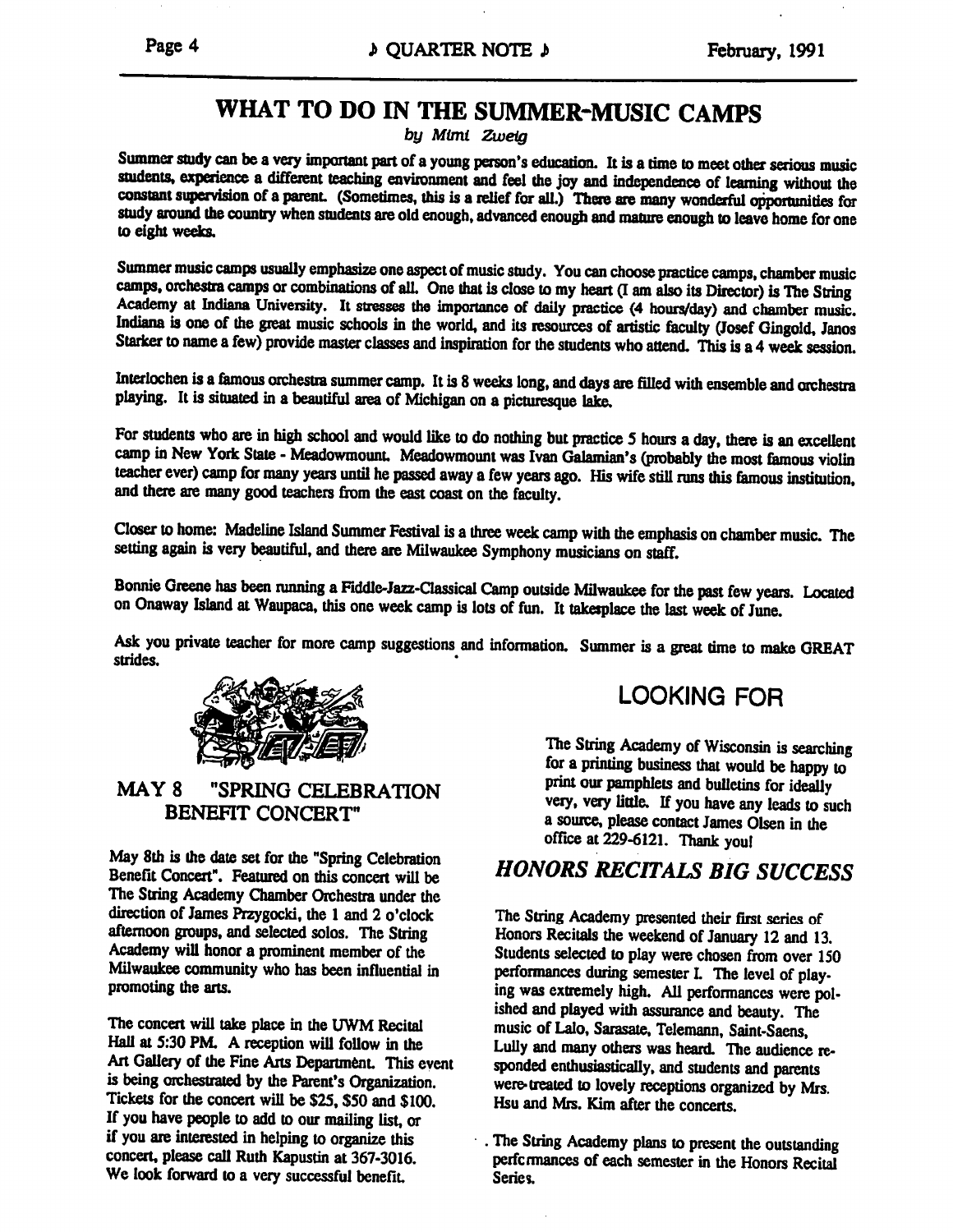# WHAT TO DO IN THE SUMMER-MUSIC CAMPS

*by Mimi Zweig*

Summer study can be a very important part of a young person's education. It is a time to meet other serious music students, experience a different teaching environment and feel the joy and independence of learning without the constant supervision of a parent. (Sometimes, this is a relief for all.) There are many wonderful opportunities for study around the country when students are old enough, advanced enough and mature enough to leave home for one to eight weeks.

Summer music camps usually emphasize one aspect of music study. You can choose practice camps, chamber music camps, orchestra camps or combinations of all. One that is close to my heart (I am also its Director) is The String Academy at Indiana University. It stresses the importance of daily practice (4 hours/day) and chamber music. Indiana is one of the great music schools in the world, and its resources of artistic faculty (Josef Gingold, Janos Starker to name a few) provide master classes and inspiration for the students who attend. This is a 4 week session.

Interlochen is a famous orchestra summer camp. It is 8 weeks long, and days are filled with ensemble and orchestra playing. It is situated in a beautiful area of Michigan on a picturesque lake.

For students who are in high school and would like to do nothing but practice 5 hours a day, there is an excellent camp in New York State - Meadowmount. Meadowmount was Ivan Galamian's (probably the most famous violin teacher ever) camp for many years until he passed away a few years ago. His wife still runs this famous institution, and there are many good teachers from the east coast on the faculty.

Closer to home: Madeline Island Summer Festival is a three week camp with the emphasis on chamber music. The setting again is very beautiful, and there are Milwaukee Symphony musicians on staff.

Bonnie Greene has been running a Fiddle-Jazz-Classical Camp outside Milwaukee for the past few years. Located on Onaway Island at Waupaca, this one week camp is lots of fun. It takesplace the last week of June.

Ask you private teacher for more camp suggestions and information. Summer is a great time to make GREAT strides.

## MAY 8 "SPRING CELEBRATION BENEFIT CONCERT"

May 8th is the date set for the "Spring Celebration Benefit Concert". Featured on this concert will be The String Academy Chamber Orchestra under the direction of James Przygocki, the 1 and 2 o'clock afternoon groups, and selected solos. The String Academy will honor a prominent member of the Milwaukee community who has been influential in promoting the arts.

The concert will take place in the UWM Recital Hall at 5:30 PM. A reception will follow in the Art Gallery of the Fine Arts Department. This event is being orchestrated by the Parent's Organization. Tickets for the concert will be $25, $50 and $100. If you have people to add to our mailing list, or if you are interested in helping to organize this concert, please call Ruth Kapustin at 367-3016. We look forward to a very successful benefit.

## LOOKING FOR

The String Academy of Wisconsin is searching for a printing business that would be happy to print our pamphlets and bulletins for ideally very, very little. If you have any leads to such a source, please contact James Olsen in the office at 229-6121. Thank you!

## *HONORS RECITALS BIG SUCCESS*

The String Academy presented their first series of Honors Recitals the weekend of January 12 and 13. Students selected to play were chosen from over 150 performances during semester I. The level of playing was extremely high. All performances were polished and played with assurance and beauty. The music of Lalo, Sarasate, Telemann, Saint-Saens, Lully and many others was heard. The audience responded enthusiastically, and students and parents were treated to lovely receptions organized by Mrs. Hsu and Mrs. Kim after the concerts.

The String Academy plans to present the outstanding performances of each semester in the Honors Recital Series.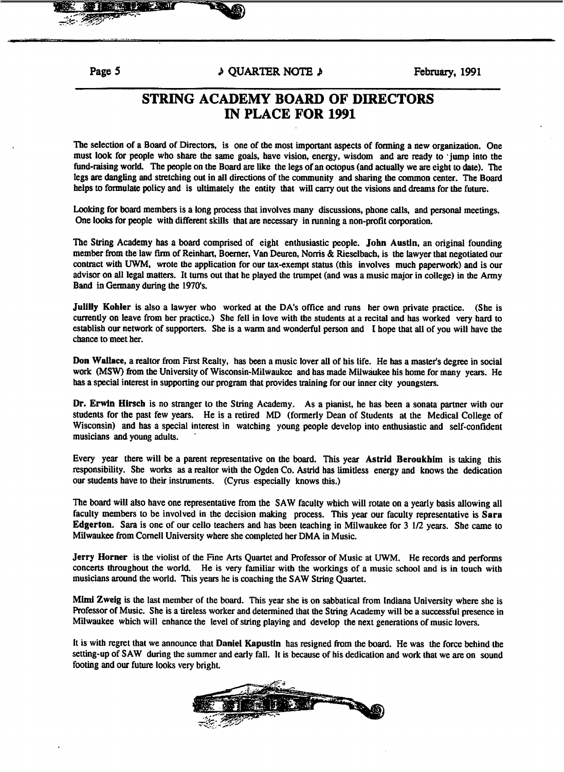# STRING ACADEMY BOARD OF DIRECTORS IN PLACE FOR 1991

The selection of a Board of Directors, is one of the most important aspects of forming a new organization. One must look for people who share the same goals, have vision, energy, wisdom and are ready to jump into the fund-raising world. The people on the Board are like the legs of an octopus (and actually we are eight to date). The legs are dangling and stretching out in all directions of the community and sharing the common center. The Board helps to formulate policy and is ultimately the entity that will carry out the visions and dreams for the future.

Looking for board members is a long process that involves many discussions, phone calls, and personal meetings. One looks for people with different skills that are necessary in running a non-profit corporation.

The String Academy has a board comprised of eight enthusiastic people. **John Austin**, an original founding member from the law firm of Reinhart, Boerner, Van Deuren, Norris & Rieselbach, is the lawyer that negotiated our contract with UWM, wrote the application for our tax-exempt status (this involves much paperwork) and is our advisor on all legal matters. It turns out that he played the trumpet (and was a music major in college) in the Army Band in Germany during the 1970's.

**Julilly Kohler** is also a lawyer who worked at the DA's office and runs her own private practice. (She is currently on leave from her practice.) She fell in love with the students at a recital and has worked very hard to establish our network of supporters. She is a warm and wonderful person and I hope that all of you will have the chance to meet her.

**Don Wallace**, a realtor from First Realty, has been a music lover all of his life. He has a master's degree in social work (MSW) from the University of Wisconsin-Milwaukee and has made Milwaukee his home for many years. He has a special interest in supporting our program that provides training for our inner city youngsters.

**Dr. Erwin Hirsch** is no stranger to the String Academy. As a pianist, he has been a sonata partner with our students for the past few years. He is a retired MD (formerly Dean of Students at the Medical College of Wisconsin) and has a special interest in watching young people develop into enthusiastic and self-confident musicians and young adults.

Every year there will be a parent representative on the board. This year **Astrid Beroukhim** is taking this responsibility. She works as a realtor with the Ogden Co. Astrid has limitless energy and knows the dedication our students have to their instruments. (Cyrus especially knows this.)

The board will also have one representative from the SAW faculty which will rotate on a yearly basis allowing all faculty members to be involved in the decision making process. This year our faculty representative is **Sara Edgerton**. Sara is one of our cello teachers and has been teaching in Milwaukee for 3 1/2 years. She came to Milwaukee from Cornell University where she completed her DMA in Music.

**Jerry Horner** is the violist of the Fine Arts Quartet and Professor of Music at UWM. He records and performs concerts throughout the world. He is very familiar with the workings of a music school and is in touch with musicians around the world. This years he is coaching the SAW String Quartet.

**Mimi Zweig** is the last member of the board. This year she is on sabbatical from Indiana University where she is Professor of Music. She is a tireless worker and determined that the String Academy will be a successful presence in Milwaukee which will enhance the level of string playing and develop the next generations of music lovers.

It is with regret that we announce that **Daniel Kapustin** has resigned from the board. He was the force behind the setting-up of SAW during the summer and early fall. It is because of his dedication and work that we are on sound footing and our future looks very bright.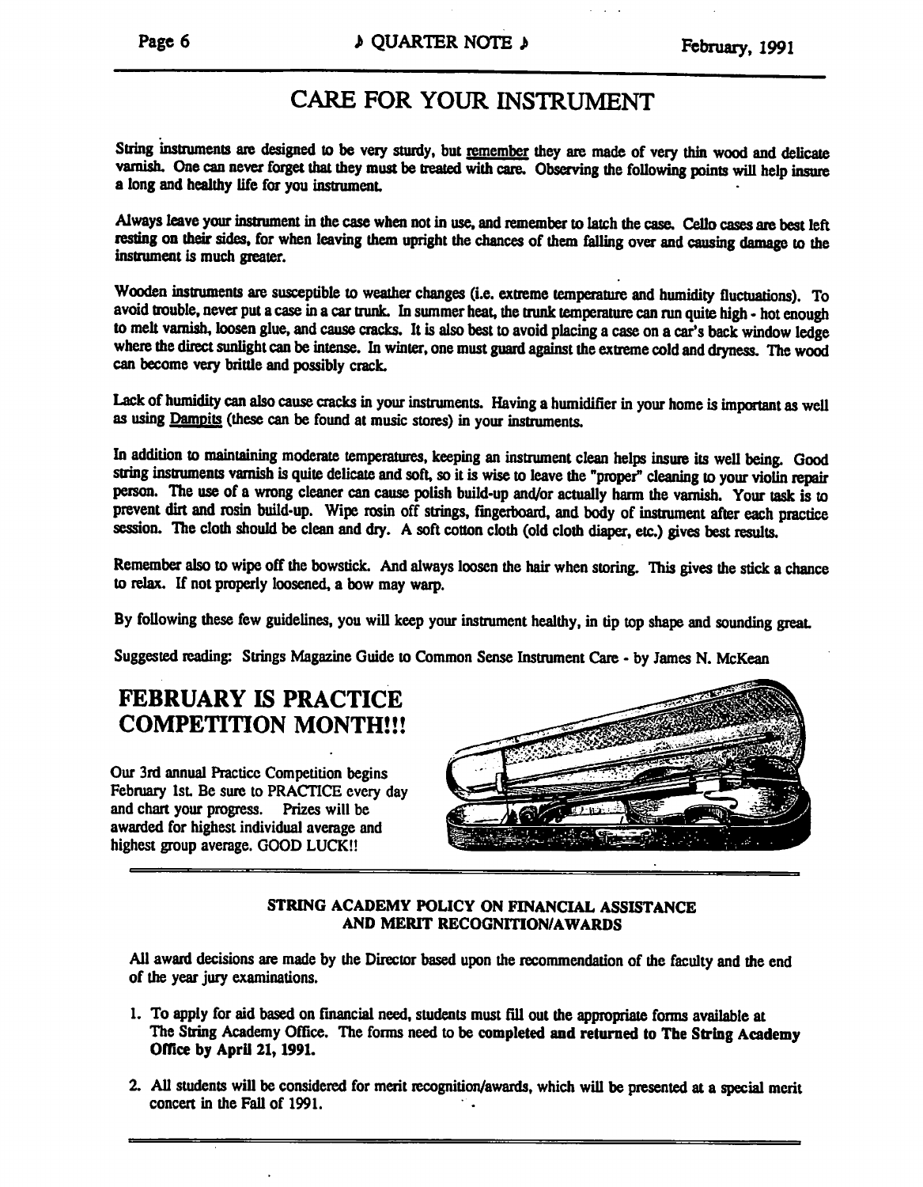# CARE FOR YOUR INSTRUMENT

String instruments are designed to be very sturdy, but remember they are made of very thin wood and delicate varnish. One can never forget that they must be treated with care. Observing the following points will help insure a long and healthy life for you instrument.

Always leave your instrument in the case when not in use, and remember to latch the case. Cello cases are best left resting on their sides, for when leaving them upright the chances of them falling over and causing damage to the instrument is much greater.

Wooden instruments are susceptible to weather changes (i.e. extreme temperature and humidity fluctuations). To avoid trouble, never put a case in a car trunk. In summer heat, the trunk temperature can run quite high - hot enough to melt varnish, loosen glue, and cause cracks. It is also best to avoid placing a case on a car's back window ledge where the direct sunlight can be intense. In winter, one must guard against the extreme cold and dryness. The wood can become very brittle and possibly crack.

Lack of humidity can also cause cracks in your instruments. Having a humidifier in your home is important as well as using Dampits (these can be found at music stores) in your instruments.

In addition to maintaining moderate temperatures, keeping an instrument clean helps insure its well being. Good string instruments varnish is quite delicate and soft, so it is wise to leave the "proper" cleaning to your violin repair person. The use of a wrong cleaner can cause polish build-up and/or actually harm the varnish. Your task is to prevent dirt and rosin build-up. Wipe rosin off strings, fingerboard, and body of instrument after each practice session. The cloth should be clean and dry. A soft cotton cloth (old cloth diaper, etc.) gives best results.

Remember also to wipe off the bowstick. And always loosen the hair when storing. This gives the stick a chance to relax. If not properly loosened, a bow may warp.

By following these few guidelines, you will keep your instrument healthy, in tip top shape and sounding great.

Suggested reading: Strings Magazine Guide to Common Sense Instrument Care - by James N. McKean

## FEBRUARY IS PRACTICE COMPETITION MONTH!!!

Our 3rd annual Practice Competition begins February 1st. Be sure to PRACTICE every day and chart your progress. Prizes will be awarded for highest individual average and highest group average. GOOD LUCK!!

### STRING ACADEMY POLICY ON FINANCIAL ASSISTANCE AND MERIT RECOGNITION/AWARDS

All award decisions are made by the Director based upon the recommendation of the faculty and the end of the year jury examinations.

1. To apply for aid based on financial need, students must fill out the appropriate forms available at The String Academy Office. The forms need to be **completed and returned to The String Academy Office by April 21, 1991.**
2. All students will be considered for merit recognition/awards, which will be presented at a special merit concert in the Fall of 1991.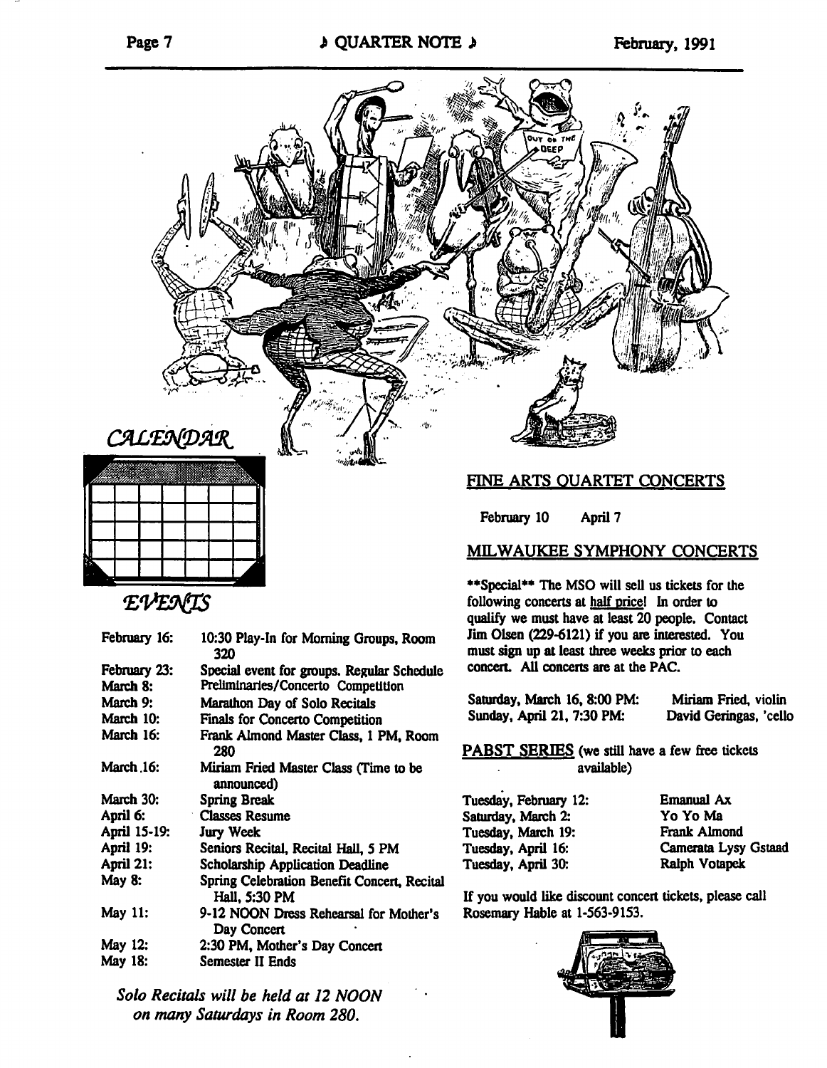# CALENDAR

## EVENTS

| | |
|---|---|
| February 16: | 10:30 Play-In for Morning Groups, Room 320 |
| February 23: | Special event for groups. Regular Schedule |
| March 8: | Preliminaries/Concerto Competition |
| March 9: | Marathon Day of Solo Recitals |
| March 10: | Finals for Concerto Competition |
| March 16: | Frank Almond Master Class, 1 PM, Room 280 |
| March 16: | Miriam Fried Master Class (Time to be announced) |
| March 30: | Spring Break |
| April 6: | Classes Resume |
| April 15-19: | Jury Week |
| April 19: | Seniors Recital, Recital Hall, 5 PM |
| April 21: | Scholarship Application Deadline |
| May 8: | Spring Celebration Benefit Concert, Recital Hall, 5:30 PM |
| May 11: | 9-12 NOON Dress Rehearsal for Mother's Day Concert |
| May 12: | 2:30 PM, Mother's Day Concert |
| May 18: | Semester II Ends |

*Solo Recitals will be held at 12 NOON on many Saturdays in Room 280.*

## FINE ARTS QUARTET CONCERTS

February 10 April 7

## MILWAUKEE SYMPHONY CONCERTS

**Special** The MSO will sell us tickets for the following concerts at half price! In order to qualify we must have at least 20 people. Contact Jim Olsen (229-6121) if you are interested. You must sign up at least three weeks prior to each concert. All concerts are at the PAC.

| | |
|---|---|
| Saturday, March 16, 8:00 PM: | Miriam Fried, violin |
| Sunday, April 21, 7:30 PM: | David Geringas, 'cello |

## PABST SERIES (we still have a few free tickets available)

| | |
|---|---|
| Tuesday, February 12: | Emanual Ax |
| Saturday, March 2: | Yo Yo Ma |
| Tuesday, March 19: | Frank Almond |
| Tuesday, April 16: | Camerata Lysy Gstaad |
| Tuesday, April 30: | Ralph Votapek |

If you would like discount concert tickets, please call Rosemary Hable at 1-563-9153.